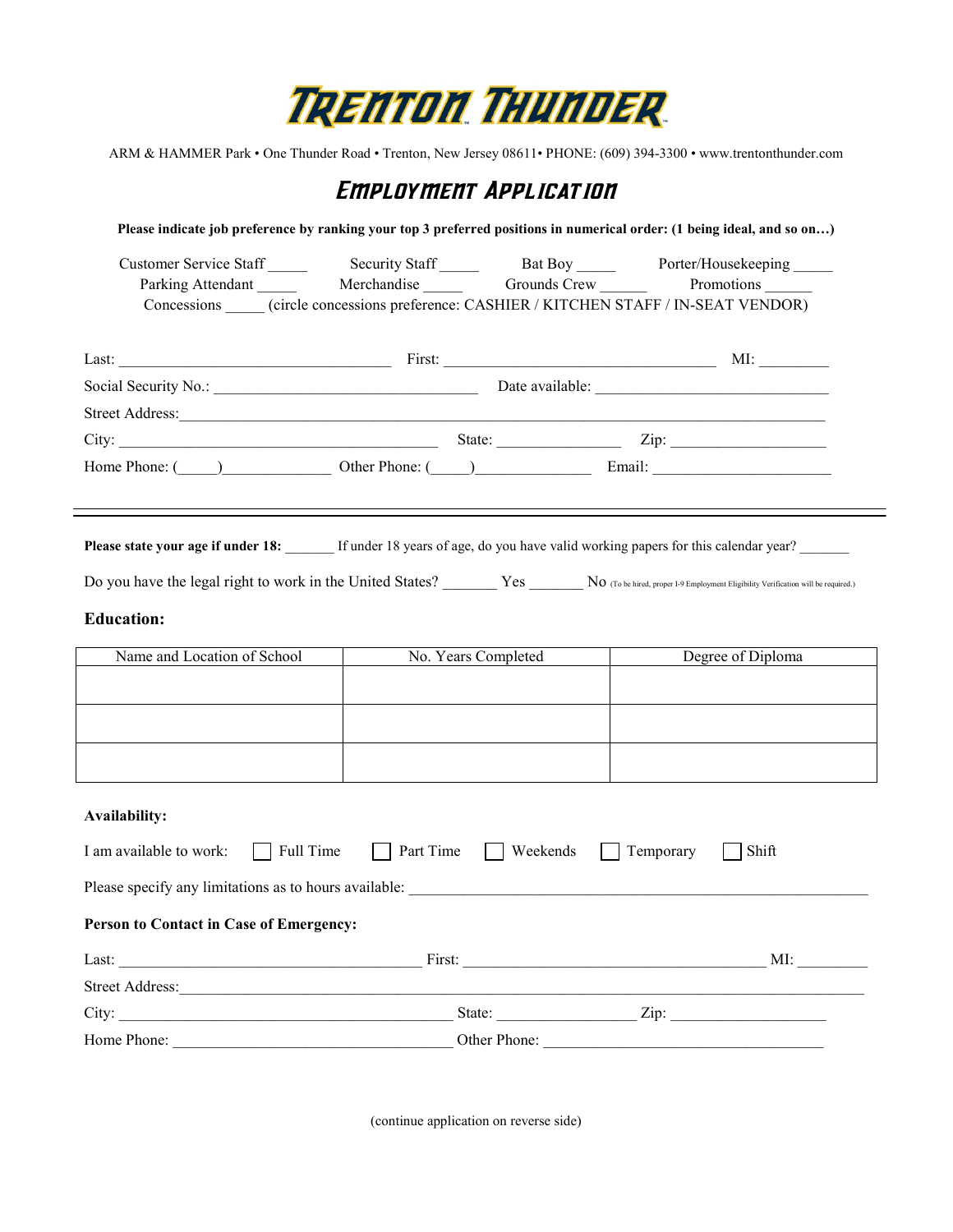# Trenton Thunder

ARM & HAMMER Park • One Thunder Road • Trenton, New Jersey 08611• PHONE: (609) 394-3300 • www.trentonthunder.com

## Employment Application

**Please indicate job preference by ranking your top 3 preferred positions in numerical order: (1 being ideal, and so on…)**

Customer Service Staff _____ Security Staff _____ Bat Boy _____ Porter/Housekeeping _____
Parking Attendant _____ Merchandise _____ Grounds Crew ______ Promotions ______
Concessions _____ (circle concessions preference: CASHIER / KITCHEN STAFF / IN-SEAT VENDOR)

Last: ___________________________________ First: ___________________________________ MI: _________

Social Security No.: _________________________________ Date available: ______________________________

Street Address: ______________________________________________________________________________

City: ______________________________________ State: ________________ Zip: ____________________

Home Phone: (_____)______________ Other Phone: (_____)_______________ Email: ______________________

---

**Please state your age if under 18:** _______ If under 18 years of age, do you have valid working papers for this calendar year? _______

Do you have the legal right to work in the United States? _______ Yes _______ No (To be hired, proper I-9 Employment Eligibility Verification will be required.)

### Education:

| Name and Location of School | No. Years Completed | Degree of Diploma |
|---|---|---|
| | | |
| | | |
| | | |

**Availability:**

I am available to work: ☐ Full Time ☐ Part Time ☐ Weekends ☐ Temporary ☐ Shift

Please specify any limitations as to hours available: ____________________________________________________________

**Person to Contact in Case of Emergency:**

Last: ______________________________________ First: ______________________________________ MI: _________

Street Address: ______________________________________________________________________________

City: ___________________________________________ State: _________________ Zip: ____________________

Home Phone: ____________________________________ Other Phone: ____________________________________

(continue application on reverse side)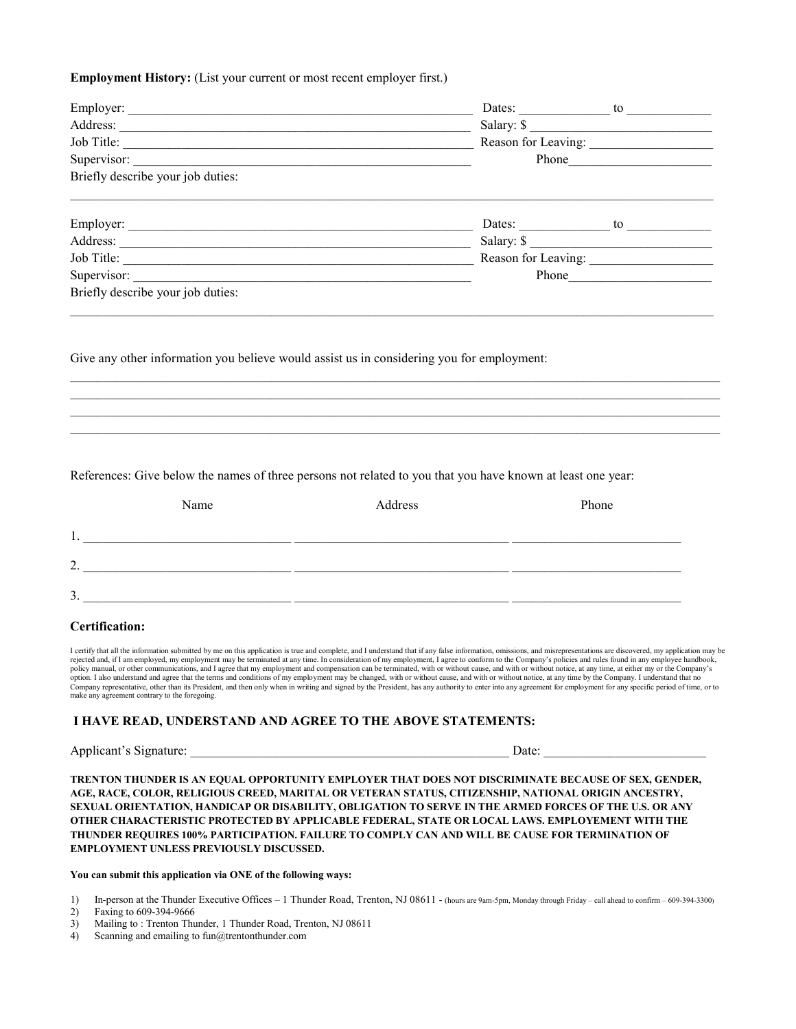**Employment History:** (List your current or most recent employer first.)

Employer: ______________________________________________________ Dates: _____________ to _____________
Address: ______________________________________________________ Salary: $ ____________________________
Job Title: ______________________________________________________ Reason for Leaving: ___________________
Supervisor: ____________________________________________________ Phone_____________________
Briefly describe your job duties:

______________________________________________________________________________________________

Employer: ______________________________________________________ Dates: _____________ to _____________
Address: ______________________________________________________ Salary: $ ____________________________
Job Title: ______________________________________________________ Reason for Leaving: ___________________
Supervisor: ____________________________________________________ Phone_____________________
Briefly describe your job duties:

______________________________________________________________________________________________

Give any other information you believe would assist us in considering you for employment:

______________________________________________________________________________________________
______________________________________________________________________________________________
______________________________________________________________________________________________
______________________________________________________________________________________________

References: Give below the names of three persons not related to you that you have known at least one year:

| | Name | Address | Phone |
|---|---|---|---|
| 1. | _______________________________ | _________________________________ | __________________________ |
| 2. | _______________________________ | _________________________________ | __________________________ |
| 3. | _______________________________ | _________________________________ | __________________________ |

**Certification:**

I certify that all the information submitted by me on this application is true and complete, and I understand that if any false information, omissions, and misrepresentations are discovered, my application may be rejected and, if I am employed, my employment may be terminated at any time. In consideration of my employment, I agree to conform to the Company's policies and rules found in any employee handbook, policy manual, or other communications, and I agree that my employment and compensation can be terminated, with or without cause, and with or without notice, at any time, at either my or the Company's option. I also understand and agree that the terms and conditions of my employment may be changed, with or without cause, and with or without notice, at any time by the Company. I understand that no Company representative, other than its President, and then only when in writing and signed by the President, has any authority to enter into any agreement for employment for any specific period of time, or to make any agreement contrary to the foregoing.

**I HAVE READ, UNDERSTAND AND AGREE TO THE ABOVE STATEMENTS:**

Applicant's Signature: __________________________________________________ Date: ________________________

**TRENTON THUNDER IS AN EQUAL OPPORTUNITY EMPLOYER THAT DOES NOT DISCRIMINATE BECAUSE OF SEX, GENDER, AGE, RACE, COLOR, RELIGIOUS CREED, MARITAL OR VETERAN STATUS, CITIZENSHIP, NATIONAL ORIGIN ANCESTRY, SEXUAL ORIENTATION, HANDICAP OR DISABILITY, OBLIGATION TO SERVE IN THE ARMED FORCES OF THE U.S. OR ANY OTHER CHARACTERISTIC PROTECTED BY APPLICABLE FEDERAL, STATE OR LOCAL LAWS. EMPLOYEMENT WITH THE THUNDER REQUIRES 100% PARTICIPATION. FAILURE TO COMPLY CAN AND WILL BE CAUSE FOR TERMINATION OF EMPLOYMENT UNLESS PREVIOUSLY DISCUSSED.**

**You can submit this application via ONE of the following ways:**

1) In-person at the Thunder Executive Offices – 1 Thunder Road, Trenton, NJ 08611 - (hours are 9am-5pm, Monday through Friday – call ahead to confirm – 609-394-3300)
2) Faxing to 609-394-9666
3) Mailing to : Trenton Thunder, 1 Thunder Road, Trenton, NJ 08611
4) Scanning and emailing to fun@trentonthunder.com